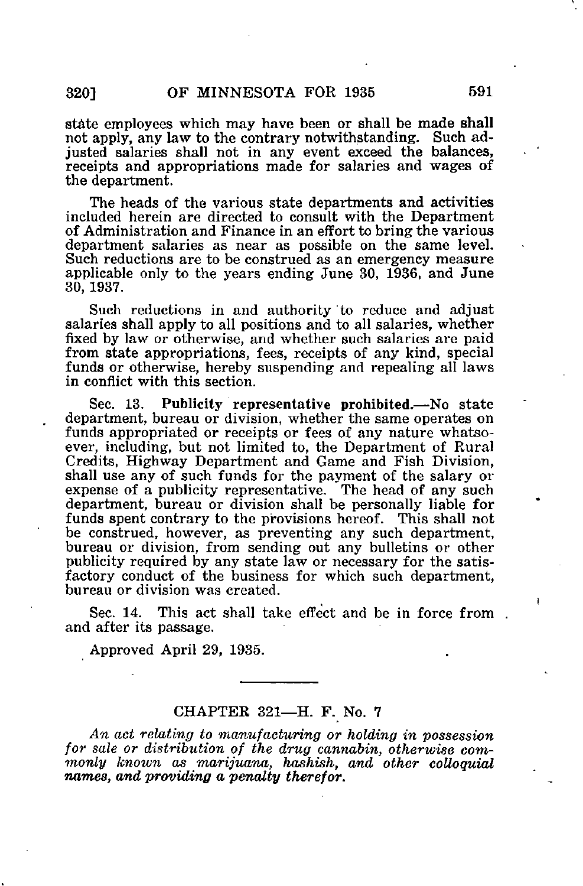state employees which may have been or shall be made shall not apply, any law to the contrary notwithstanding. Such adjusted salaries shall not in any event exceed the balances, receipts and appropriations made for salaries and wages of the department.

The heads of the various state departments and activities included herein are directed to consult with the Department of Administration and Finance in an effort to bring the various department salaries as near as possible on the same level. Such reductions are to be construed as an emergency measure applicable only to the years ending June 30, 1936, and June 30, 1937.

Such reductions in and authority to reduce and adjust salaries shall apply to all positions and to all salaries, whether fixed by law or otherwise, and whether such salaries are paid from state appropriations, fees, receipts of any kind, special funds or otherwise, hereby suspending and repealing all laws in conflict with this section.

Sec. 13. **Publicity representative prohibited.**—No state department, bureau or division, whether the same operates on funds appropriated or receipts or fees of any nature whatsoever, including, but not limited to, the Department of Rural Credits, Highway Department and Game and Fish Division, shall use any of such funds for the payment of the salary or expense of a publicity representative. The head of any such department, bureau or division shall be personally liable for funds spent contrary to the provisions hereof. This shall not be construed, however, as preventing any such department, bureau or division, from sending out any bulletins or other publicity required by any state law or necessary for the satisfactory conduct of the business for which such department, bureau or division was created.

Sec. 14. This act shall take effect and be in force from and after its passage.

Approved April 29, 1935.

---

## CHAPTER 321—H. F. No. 7

*An act relating to manufacturing or holding in possession for sale or distribution of the drug cannabin, otherwise commonly known as marijuana, hashish, and other colloquial names, and providing a penalty therefor.*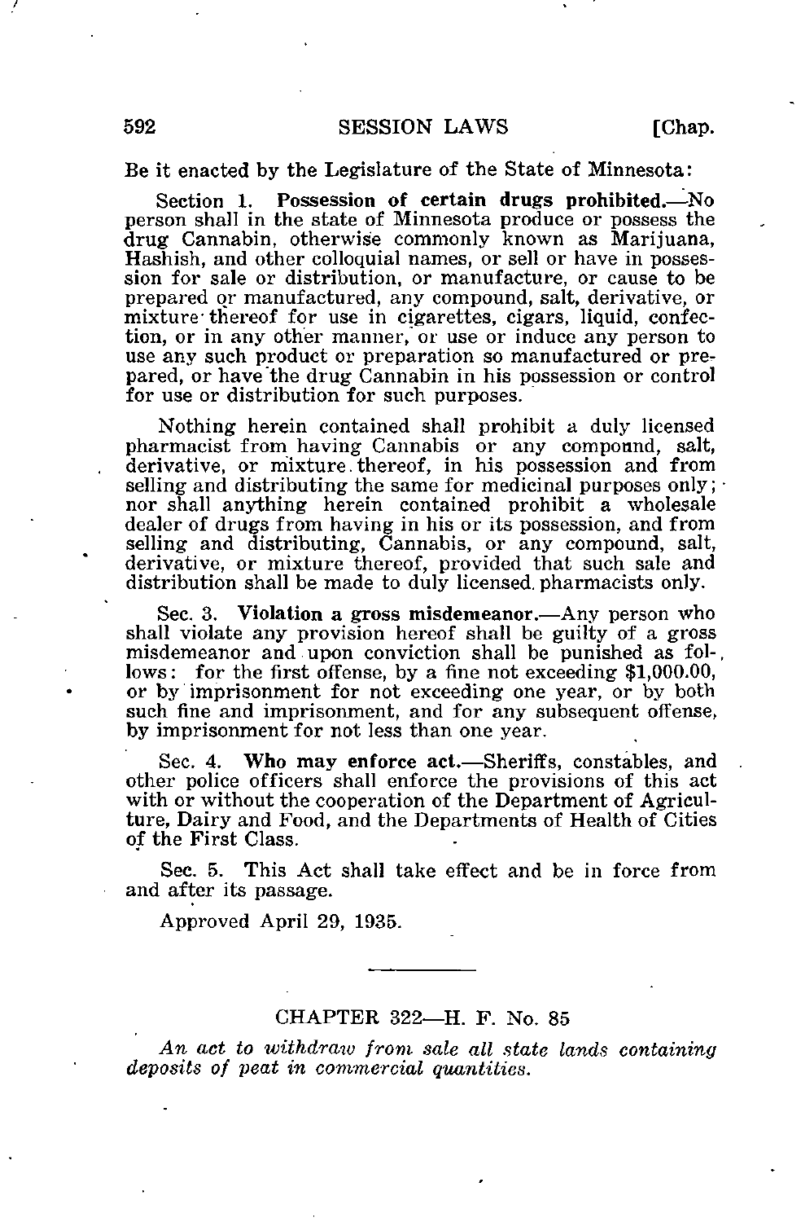Be it enacted by the Legislature of the State of Minnesota:

Section 1. **Possession of certain drugs prohibited.**—No person shall in the state of Minnesota produce or possess the drug Cannabin, otherwise commonly known as Marijuana, Hashish, and other colloquial names, or sell or have in possession for sale or distribution, or manufacture, or cause to be prepared or manufactured, any compound, salt, derivative, or mixture thereof for use in cigarettes, cigars, liquid, confection, or in any other manner, or use or induce any person to use any such product or preparation so manufactured or prepared, or have the drug Cannabin in his possession or control for use or distribution for such purposes.

Nothing herein contained shall prohibit a duly licensed pharmacist from having Cannabis or any compound, salt, derivative, or mixture thereof, in his possession and from selling and distributing the same for medicinal purposes only; nor shall anything herein contained prohibit a wholesale dealer of drugs from having in his or its possession, and from selling and distributing, Cannabis, or any compound, salt, derivative, or mixture thereof, provided that such sale and distribution shall be made to duly licensed pharmacists only.

Sec. 3. **Violation a gross misdemeanor.**—Any person who shall violate any provision hereof shall be guilty of a gross misdemeanor and upon conviction shall be punished as follows: for the first offense, by a fine not exceeding $1,000.00, or by imprisonment for not exceeding one year, or by both such fine and imprisonment, and for any subsequent offense, by imprisonment for not less than one year.

Sec. 4. **Who may enforce act.**—Sheriffs, constables, and other police officers shall enforce the provisions of this act with or without the cooperation of the Department of Agriculture, Dairy and Food, and the Departments of Health of Cities of the First Class.

Sec. 5. This Act shall take effect and be in force from and after its passage.

Approved April 29, 1935.

---

## CHAPTER 322—H. F. No. 85

*An act to withdraw from sale all state lands containing deposits of peat in commercial quantities.*